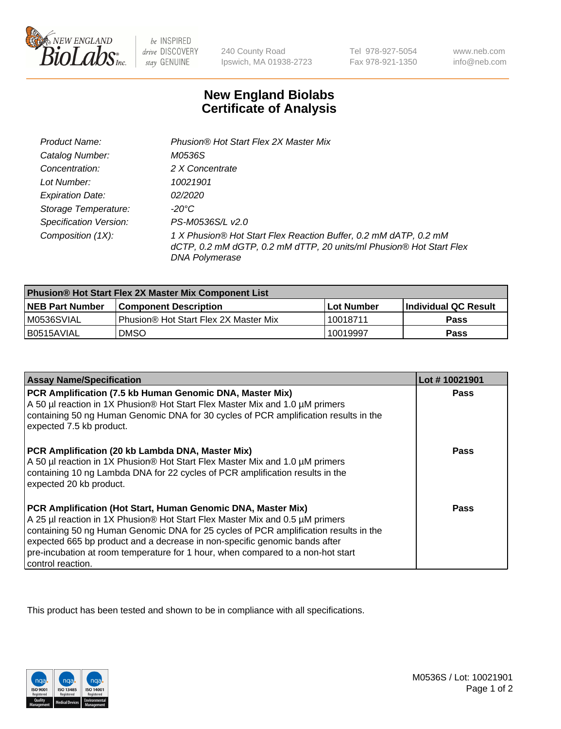# New England Biolabs
# Certificate of Analysis

| | |
|---|---|
| *Product Name:* | *Phusion® Hot Start Flex 2X Master Mix* |
| *Catalog Number:* | *M0536S* |
| *Concentration:* | *2 X Concentrate* |
| *Lot Number:* | *10021901* |
| *Expiration Date:* | *02/2020* |
| *Storage Temperature:* | *-20°C* |
| *Specification Version:* | *PS-M0536S/L v2.0* |
| *Composition (1X):* | *1 X Phusion® Hot Start Flex Reaction Buffer, 0.2 mM dATP, 0.2 mM dCTP, 0.2 mM dGTP, 0.2 mM dTTP, 20 units/ml Phusion® Hot Start Flex DNA Polymerase* |

| **Phusion® Hot Start Flex 2X Master Mix Component List** | | | |
|---|---|---|---|
| **NEB Part Number** | **Component Description** | **Lot Number** | **Individual QC Result** |
| M0536SVIAL | Phusion® Hot Start Flex 2X Master Mix | 10018711 | **Pass** |
| B0515AVIAL | DMSO | 10019997 | **Pass** |

| **Assay Name/Specification** | **Lot # 10021901** |
|---|---|
| **PCR Amplification (7.5 kb Human Genomic DNA, Master Mix)**<br>A 50 µl reaction in 1X Phusion® Hot Start Flex Master Mix and 1.0 µM primers containing 50 ng Human Genomic DNA for 30 cycles of PCR amplification results in the expected 7.5 kb product. | **Pass** |
| **PCR Amplification (20 kb Lambda DNA, Master Mix)**<br>A 50 µl reaction in 1X Phusion® Hot Start Flex Master Mix and 1.0 µM primers containing 10 ng Lambda DNA for 22 cycles of PCR amplification results in the expected 20 kb product. | **Pass** |
| **PCR Amplification (Hot Start, Human Genomic DNA, Master Mix)**<br>A 25 µl reaction in 1X Phusion® Hot Start Flex Master Mix and 0.5 µM primers containing 50 ng Human Genomic DNA for 25 cycles of PCR amplification results in the expected 665 bp product and a decrease in non-specific genomic bands after pre-incubation at room temperature for 1 hour, when compared to a non-hot start control reaction. | **Pass** |

This product has been tested and shown to be in compliance with all specifications.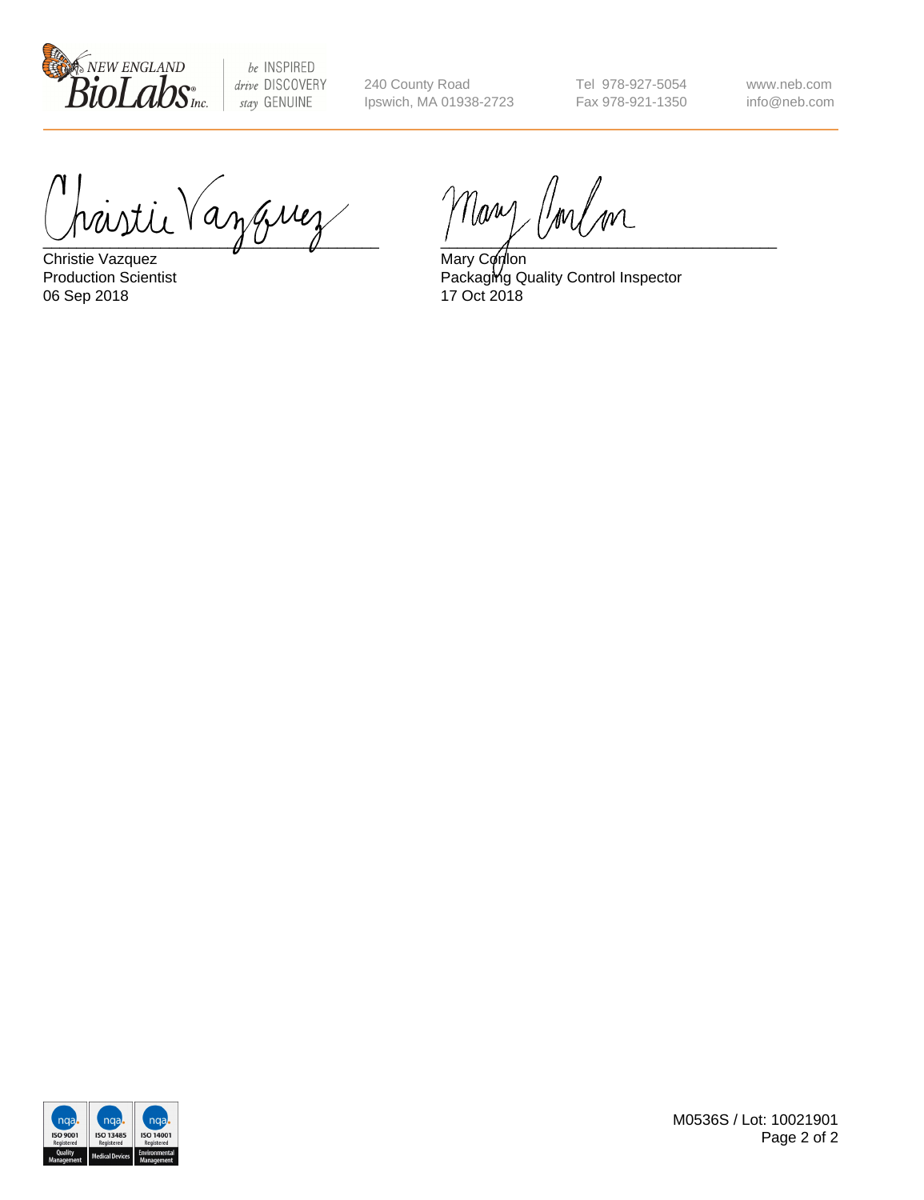Christie Vazquez
Production Scientist
06 Sep 2018

Mary Conlon
Packaging Quality Control Inspector
17 Oct 2018

M0536S / Lot: 10021901